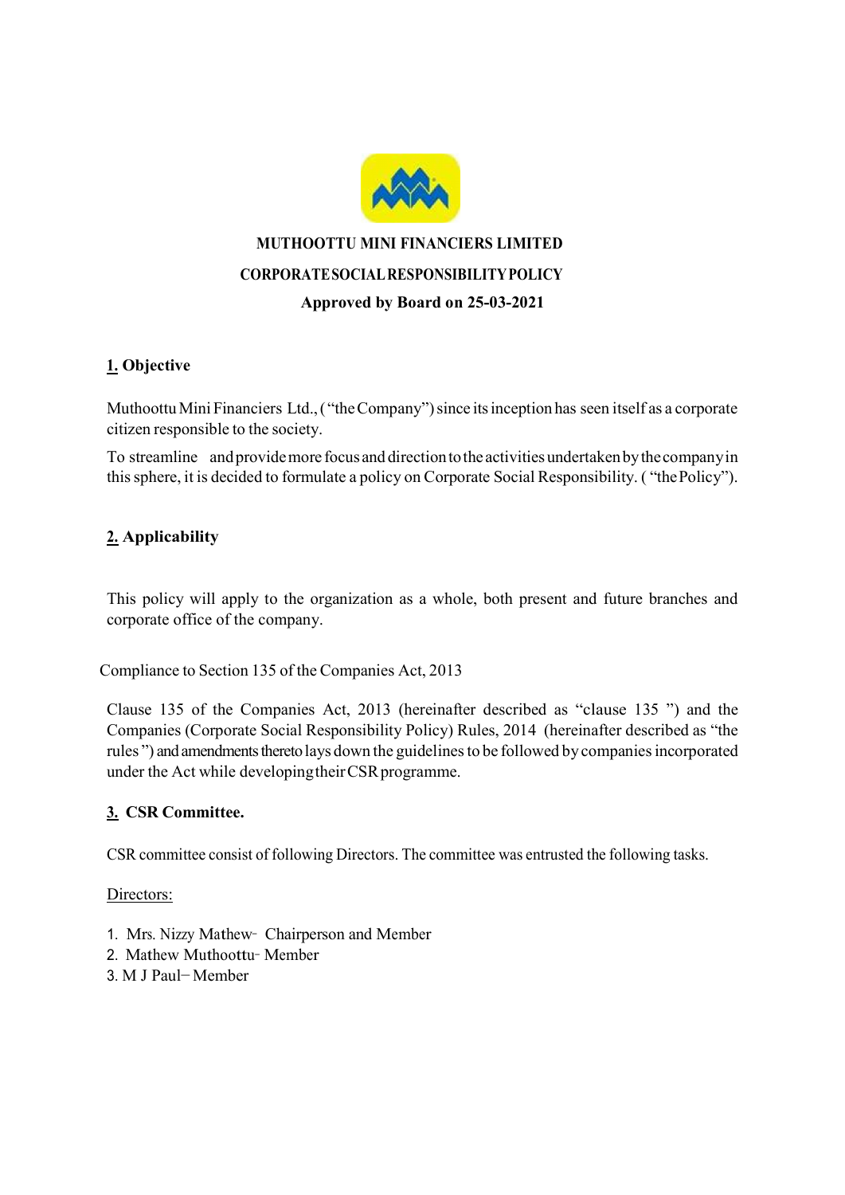# MUTHOOTTU MINI FINANCIERS LIMITED

## CORPORATE SOCIAL RESPONSIBILITY POLICY

**Approved by Board on 25-03-2021**

## 1. Objective

Muthoottu Mini Financiers Ltd., ("the Company") since its inception has seen itself as a corporate citizen responsible to the society.

To streamline and provide more focus and direction to the activities undertaken by the company in this sphere, it is decided to formulate a policy on Corporate Social Responsibility. ( "the Policy").

## 2. Applicability

This policy will apply to the organization as a whole, both present and future branches and corporate office of the company.

Compliance to Section 135 of the Companies Act, 2013

Clause 135 of the Companies Act, 2013 (hereinafter described as "clause 135 ") and the Companies (Corporate Social Responsibility Policy) Rules, 2014 (hereinafter described as "the rules ") and amendments thereto lays down the guidelines to be followed by companies incorporated under the Act while developing their CSR programme.

## 3. CSR Committee.

CSR committee consist of following Directors. The committee was entrusted the following tasks.

Directors:

1. Mrs. Nizzy Mathew- Chairperson and Member
2. Mathew Muthoottu- Member
3. M J Paul– Member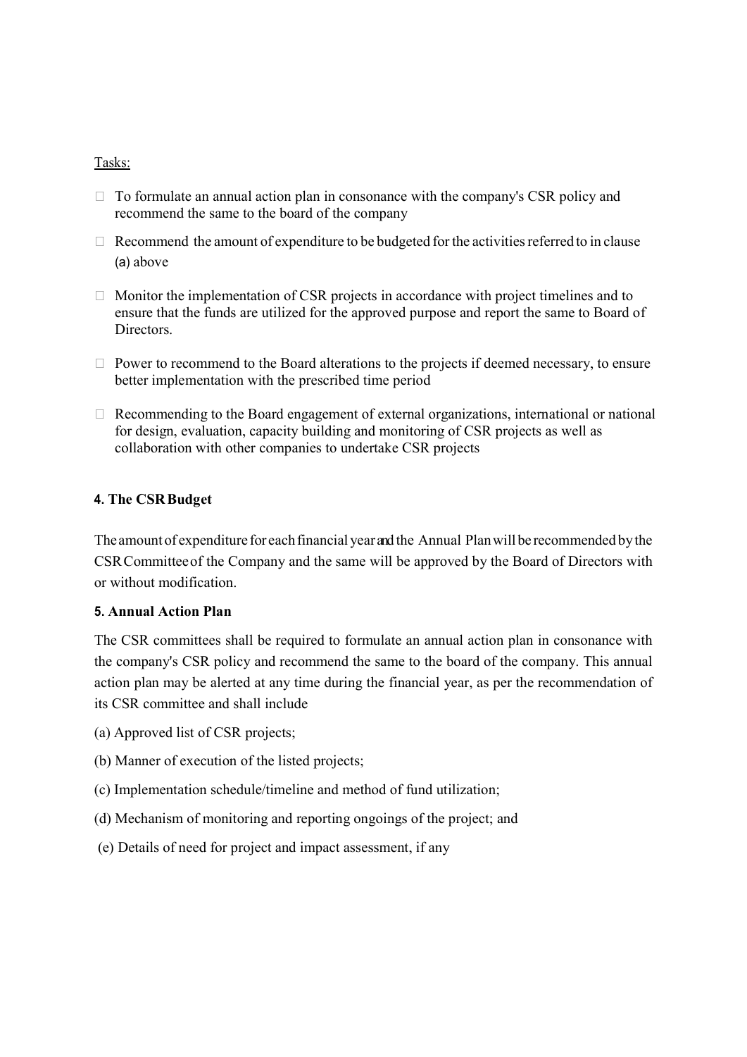Tasks:

- To formulate an annual action plan in consonance with the company's CSR policy and recommend the same to the board of the company
- Recommend the amount of expenditure to be budgeted for the activities referred to in clause (a) above
- Monitor the implementation of CSR projects in accordance with project timelines and to ensure that the funds are utilized for the approved purpose and report the same to Board of Directors.
- Power to recommend to the Board alterations to the projects if deemed necessary, to ensure better implementation with the prescribed time period
- Recommending to the Board engagement of external organizations, international or national for design, evaluation, capacity building and monitoring of CSR projects as well as collaboration with other companies to undertake CSR projects

**4. The CSR Budget**

The amount of expenditure for each financial year and the Annual Plan will be recommended by the CSR Committee of the Company and the same will be approved by the Board of Directors with or without modification.

**5. Annual Action Plan**

The CSR committees shall be required to formulate an annual action plan in consonance with the company's CSR policy and recommend the same to the board of the company. This annual action plan may be alerted at any time during the financial year, as per the recommendation of its CSR committee and shall include

(a) Approved list of CSR projects;

(b) Manner of execution of the listed projects;

(c) Implementation schedule/timeline and method of fund utilization;

(d) Mechanism of monitoring and reporting ongoings of the project; and

(e) Details of need for project and impact assessment, if any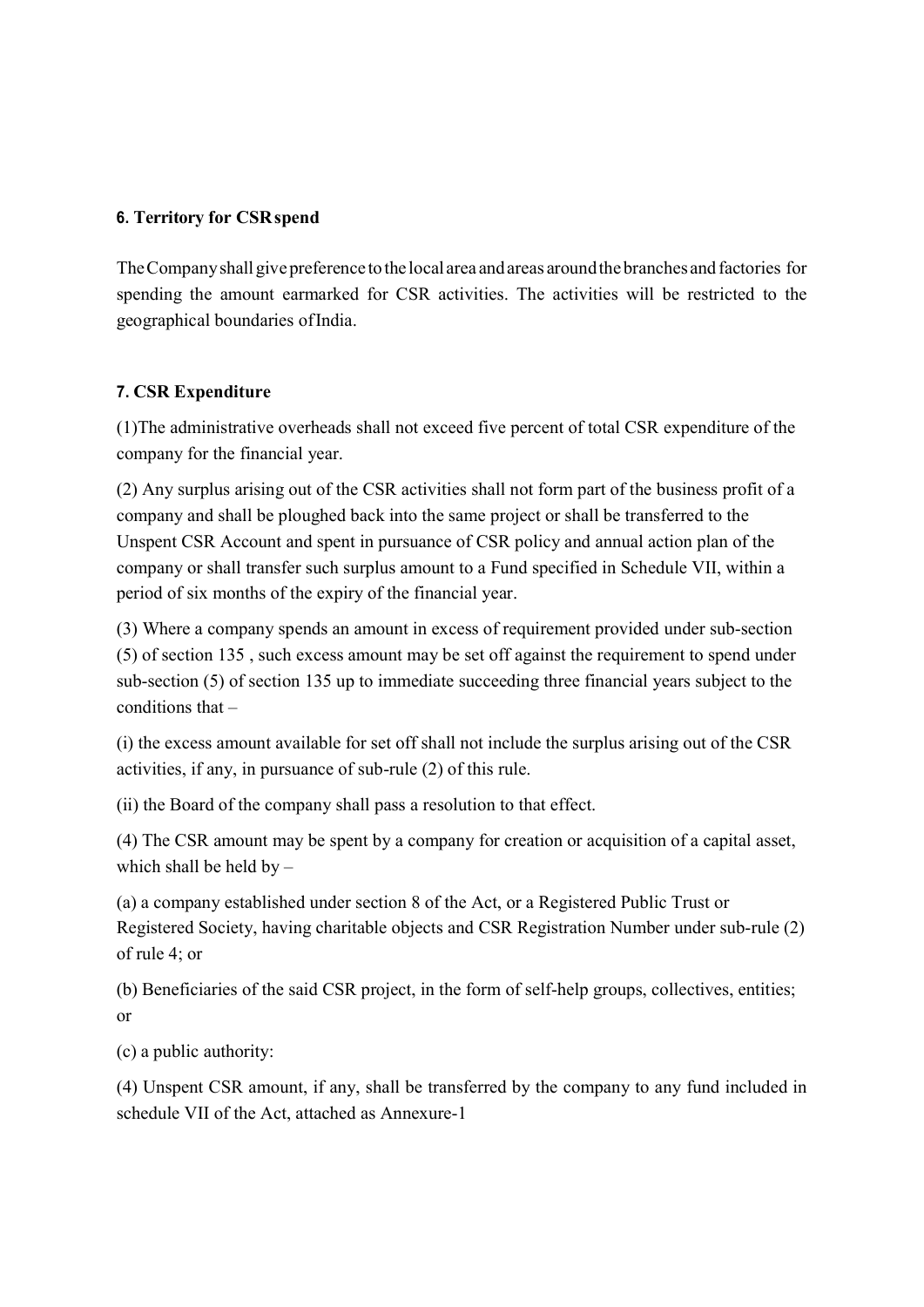### 6. Territory for CSR spend

The Company shall give preference to the local area and areas around the branches and factories for spending the amount earmarked for CSR activities. The activities will be restricted to the geographical boundaries of India.

### 7. CSR Expenditure

(1)The administrative overheads shall not exceed five percent of total CSR expenditure of the company for the financial year.

(2) Any surplus arising out of the CSR activities shall not form part of the business profit of a company and shall be ploughed back into the same project or shall be transferred to the Unspent CSR Account and spent in pursuance of CSR policy and annual action plan of the company or shall transfer such surplus amount to a Fund specified in Schedule VII, within a period of six months of the expiry of the financial year.

(3) Where a company spends an amount in excess of requirement provided under sub-section (5) of section 135 , such excess amount may be set off against the requirement to spend under sub-section (5) of section 135 up to immediate succeeding three financial years subject to the conditions that –

(i) the excess amount available for set off shall not include the surplus arising out of the CSR activities, if any, in pursuance of sub-rule (2) of this rule.

(ii) the Board of the company shall pass a resolution to that effect.

(4) The CSR amount may be spent by a company for creation or acquisition of a capital asset, which shall be held by –

(a) a company established under section 8 of the Act, or a Registered Public Trust or Registered Society, having charitable objects and CSR Registration Number under sub-rule (2) of rule 4; or

(b) Beneficiaries of the said CSR project, in the form of self-help groups, collectives, entities; or

(c) a public authority:

(4) Unspent CSR amount, if any, shall be transferred by the company to any fund included in schedule VII of the Act, attached as Annexure-1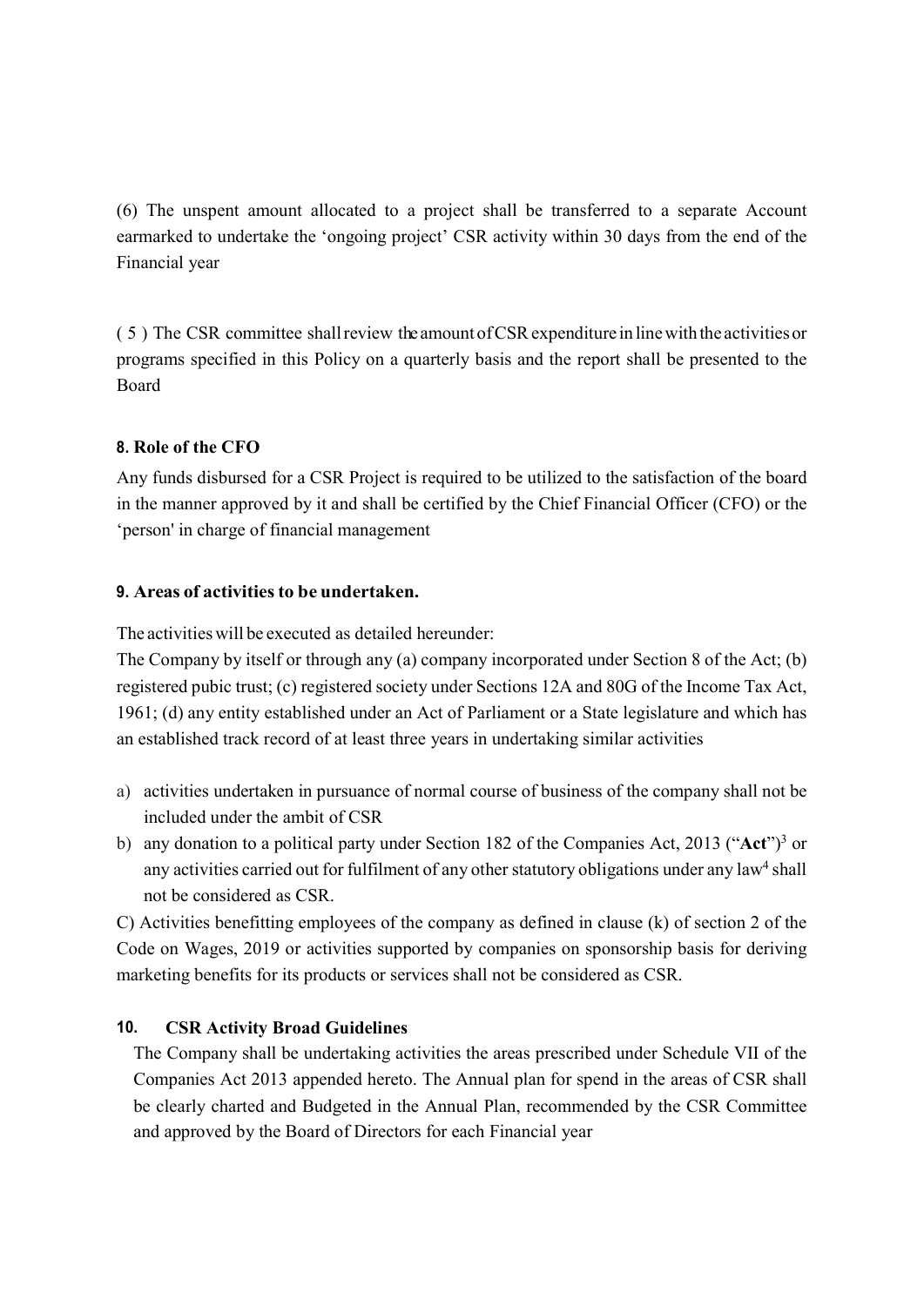(6) The unspent amount allocated to a project shall be transferred to a separate Account earmarked to undertake the 'ongoing project' CSR activity within 30 days from the end of the Financial year

( 5 ) The CSR committee shall review the amount of CSR expenditure in line with the activities or programs specified in this Policy on a quarterly basis and the report shall be presented to the Board

## 8. Role of the CFO

Any funds disbursed for a CSR Project is required to be utilized to the satisfaction of the board in the manner approved by it and shall be certified by the Chief Financial Officer (CFO) or the 'person' in charge of financial management

## 9. Areas of activities to be undertaken.

The activities will be executed as detailed hereunder:

The Company by itself or through any (a) company incorporated under Section 8 of the Act; (b) registered pubic trust; (c) registered society under Sections 12A and 80G of the Income Tax Act, 1961; (d) any entity established under an Act of Parliament or a State legislature and which has an established track record of at least three years in undertaking similar activities

a) activities undertaken in pursuance of normal course of business of the company shall not be included under the ambit of CSR
b) any donation to a political party under Section 182 of the Companies Act, 2013 ("**Act**")[3] or any activities carried out for fulfilment of any other statutory obligations under any law[4] shall not be considered as CSR.

C) Activities benefitting employees of the company as defined in clause (k) of section 2 of the Code on Wages, 2019 or activities supported by companies on sponsorship basis for deriving marketing benefits for its products or services shall not be considered as CSR.

## 10. CSR Activity Broad Guidelines

The Company shall be undertaking activities the areas prescribed under Schedule VII of the Companies Act 2013 appended hereto. The Annual plan for spend in the areas of CSR shall be clearly charted and Budgeted in the Annual Plan, recommended by the CSR Committee and approved by the Board of Directors for each Financial year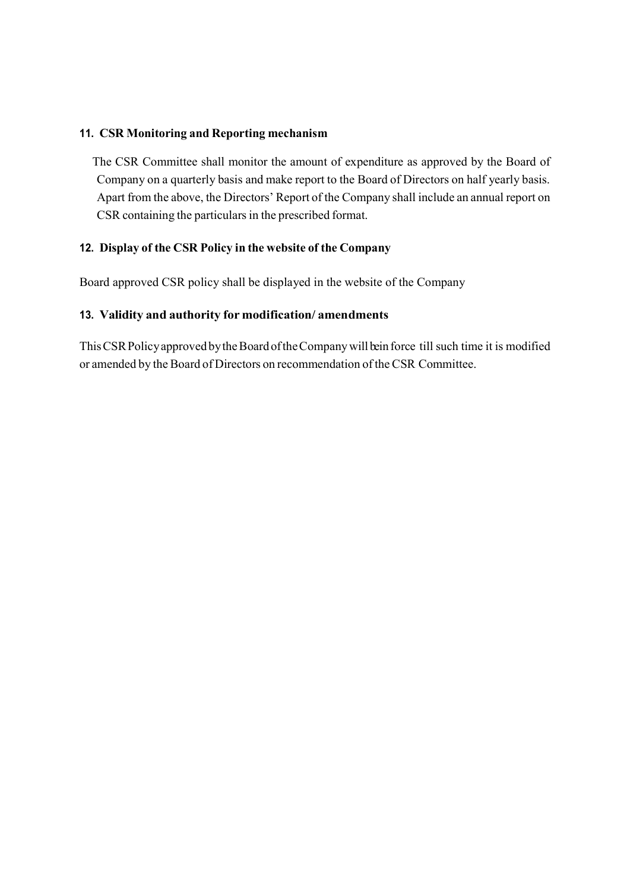### 11. CSR Monitoring and Reporting mechanism

The CSR Committee shall monitor the amount of expenditure as approved by the Board of Company on a quarterly basis and make report to the Board of Directors on half yearly basis. Apart from the above, the Directors' Report of the Company shall include an annual report on CSR containing the particulars in the prescribed format.

### 12. Display of the CSR Policy in the website of the Company

Board approved CSR policy shall be displayed in the website of the Company

### 13. Validity and authority for modification/ amendments

This CSR Policy approved by the Board of the Company will be in force till such time it is modified or amended by the Board of Directors on recommendation of the CSR Committee.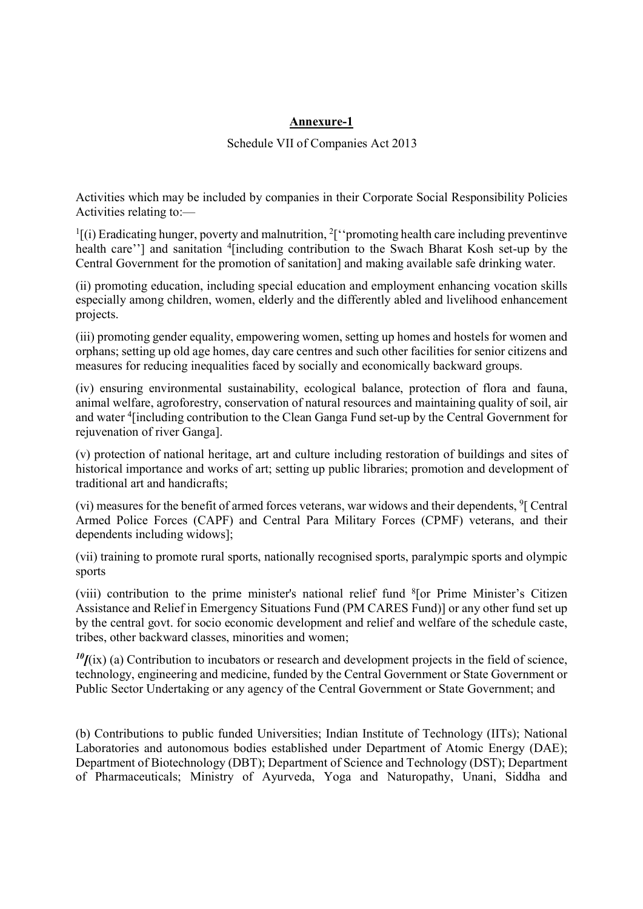## Annexure-1

Schedule VII of Companies Act 2013

Activities which may be included by companies in their Corporate Social Responsibility Policies Activities relating to:—

[1][(i) Eradicating hunger, poverty and malnutrition, [2][''promoting health care including preventinve health care''] and sanitation [4][including contribution to the Swach Bharat Kosh set-up by the Central Government for the promotion of sanitation] and making available safe drinking water.

(ii) promoting education, including special education and employment enhancing vocation skills especially among children, women, elderly and the differently abled and livelihood enhancement projects.

(iii) promoting gender equality, empowering women, setting up homes and hostels for women and orphans; setting up old age homes, day care centres and such other facilities for senior citizens and measures for reducing inequalities faced by socially and economically backward groups.

(iv) ensuring environmental sustainability, ecological balance, protection of flora and fauna, animal welfare, agroforestry, conservation of natural resources and maintaining quality of soil, air and water [4][including contribution to the Clean Ganga Fund set-up by the Central Government for rejuvenation of river Ganga].

(v) protection of national heritage, art and culture including restoration of buildings and sites of historical importance and works of art; setting up public libraries; promotion and development of traditional art and handicrafts;

(vi) measures for the benefit of armed forces veterans, war widows and their dependents, [9][ Central Armed Police Forces (CAPF) and Central Para Military Forces (CPMF) veterans, and their dependents including widows];

(vii) training to promote rural sports, nationally recognised sports, paralympic sports and olympic sports

(viii) contribution to the prime minister's national relief fund [8][or Prime Minister's Citizen Assistance and Relief in Emergency Situations Fund (PM CARES Fund)] or any other fund set up by the central govt. for socio economic development and relief and welfare of the schedule caste, tribes, other backward classes, minorities and women;

[10][(ix) (a) Contribution to incubators or research and development projects in the field of science, technology, engineering and medicine, funded by the Central Government or State Government or Public Sector Undertaking or any agency of the Central Government or State Government; and

(b) Contributions to public funded Universities; Indian Institute of Technology (IITs); National Laboratories and autonomous bodies established under Department of Atomic Energy (DAE); Department of Biotechnology (DBT); Department of Science and Technology (DST); Department of Pharmaceuticals; Ministry of Ayurveda, Yoga and Naturopathy, Unani, Siddha and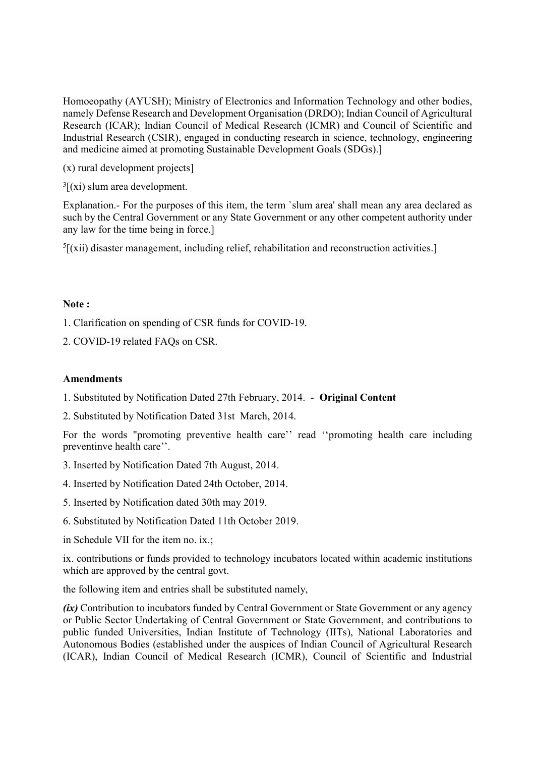Homoeopathy (AYUSH); Ministry of Electronics and Information Technology and other bodies, namely Defense Research and Development Organisation (DRDO); Indian Council of Agricultural Research (ICAR); Indian Council of Medical Research (ICMR) and Council of Scientific and Industrial Research (CSIR), engaged in conducting research in science, technology, engineering and medicine aimed at promoting Sustainable Development Goals (SDGs).]

(x) rural development projects]

[3][(xi) slum area development.

Explanation.- For the purposes of this item, the term `slum area' shall mean any area declared as such by the Central Government or any State Government or any other competent authority under any law for the time being in force.]

[5][(xii) disaster management, including relief, rehabilitation and reconstruction activities.]

**Note :**

1. Clarification on spending of CSR funds for COVID-19.
2. COVID-19 related FAQs on CSR.

**Amendments**

1. Substituted by Notification Dated 27th February, 2014. - **Original Content**

2. Substituted by Notification Dated 31st March, 2014.

For the words "promoting preventive health care'' read ''promoting health care including preventinve health care''.

3. Inserted by Notification Dated 7th August, 2014.

4. Inserted by Notification Dated 24th October, 2014.

5. Inserted by Notification dated 30th may 2019.

6. Substituted by Notification Dated 11th October 2019.

in Schedule VII for the item no. ix.;

ix. contributions or funds provided to technology incubators located within academic institutions which are approved by the central govt.

the following item and entries shall be substituted namely,

***(ix)*** Contribution to incubators funded by Central Government or State Government or any agency or Public Sector Undertaking of Central Government or State Government, and contributions to public funded Universities, Indian Institute of Technology (IITs), National Laboratories and Autonomous Bodies (established under the auspices of Indian Council of Agricultural Research (ICAR), Indian Council of Medical Research (ICMR), Council of Scientific and Industrial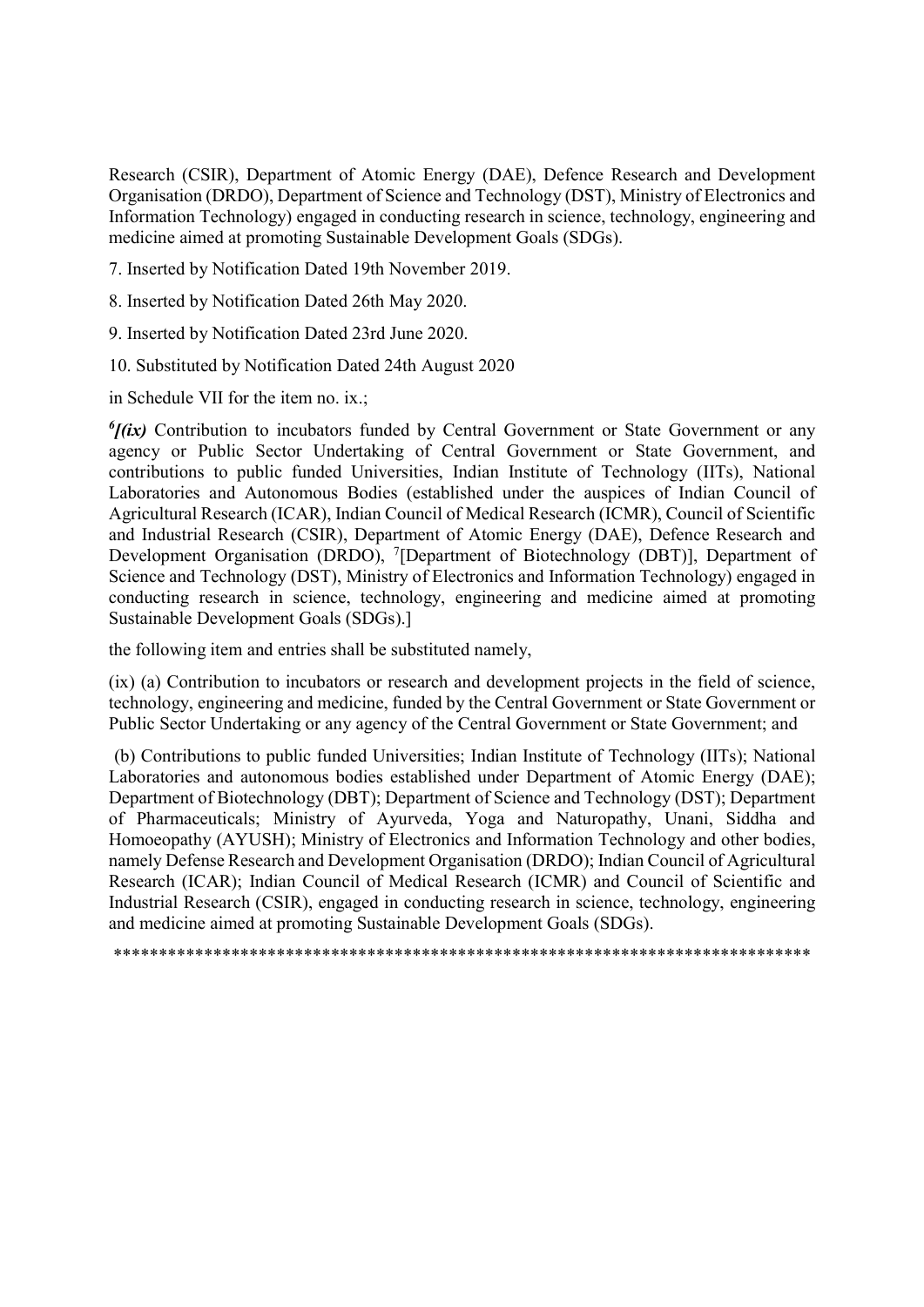Research (CSIR), Department of Atomic Energy (DAE), Defence Research and Development Organisation (DRDO), Department of Science and Technology (DST), Ministry of Electronics and Information Technology) engaged in conducting research in science, technology, engineering and medicine aimed at promoting Sustainable Development Goals (SDGs).

7. Inserted by Notification Dated 19th November 2019.

8. Inserted by Notification Dated 26th May 2020.

9. Inserted by Notification Dated 23rd June 2020.

10. Substituted by Notification Dated 24th August 2020

in Schedule VII for the item no. ix.;

[6]***[(ix)*** Contribution to incubators funded by Central Government or State Government or any agency or Public Sector Undertaking of Central Government or State Government, and contributions to public funded Universities, Indian Institute of Technology (IITs), National Laboratories and Autonomous Bodies (established under the auspices of Indian Council of Agricultural Research (ICAR), Indian Council of Medical Research (ICMR), Council of Scientific and Industrial Research (CSIR), Department of Atomic Energy (DAE), Defence Research and Development Organisation (DRDO), [7][Department of Biotechnology (DBT)], Department of Science and Technology (DST), Ministry of Electronics and Information Technology) engaged in conducting research in science, technology, engineering and medicine aimed at promoting Sustainable Development Goals (SDGs).]

the following item and entries shall be substituted namely,

(ix) (a) Contribution to incubators or research and development projects in the field of science, technology, engineering and medicine, funded by the Central Government or State Government or Public Sector Undertaking or any agency of the Central Government or State Government; and

(b) Contributions to public funded Universities; Indian Institute of Technology (IITs); National Laboratories and autonomous bodies established under Department of Atomic Energy (DAE); Department of Biotechnology (DBT); Department of Science and Technology (DST); Department of Pharmaceuticals; Ministry of Ayurveda, Yoga and Naturopathy, Unani, Siddha and Homoeopathy (AYUSH); Ministry of Electronics and Information Technology and other bodies, namely Defense Research and Development Organisation (DRDO); Indian Council of Agricultural Research (ICAR); Indian Council of Medical Research (ICMR) and Council of Scientific and Industrial Research (CSIR), engaged in conducting research in science, technology, engineering and medicine aimed at promoting Sustainable Development Goals (SDGs).

*******************************************************************************